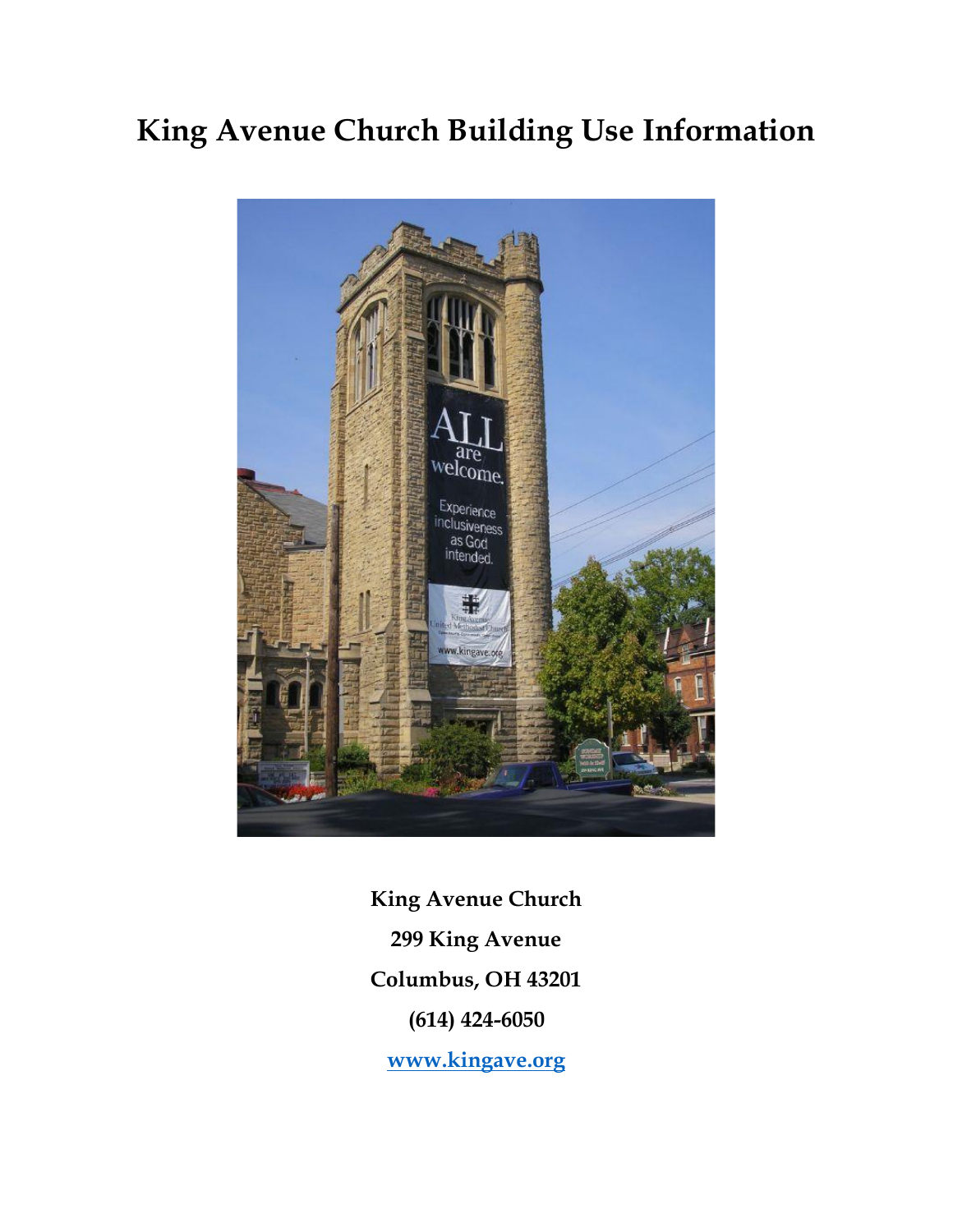# King Avenue Church Building Use Information

**King Avenue Church**

**299 King Avenue**

**Columbus, OH 43201**

**(614) 424-6050**

**[www.kingave.org](http://www.kingave.org)**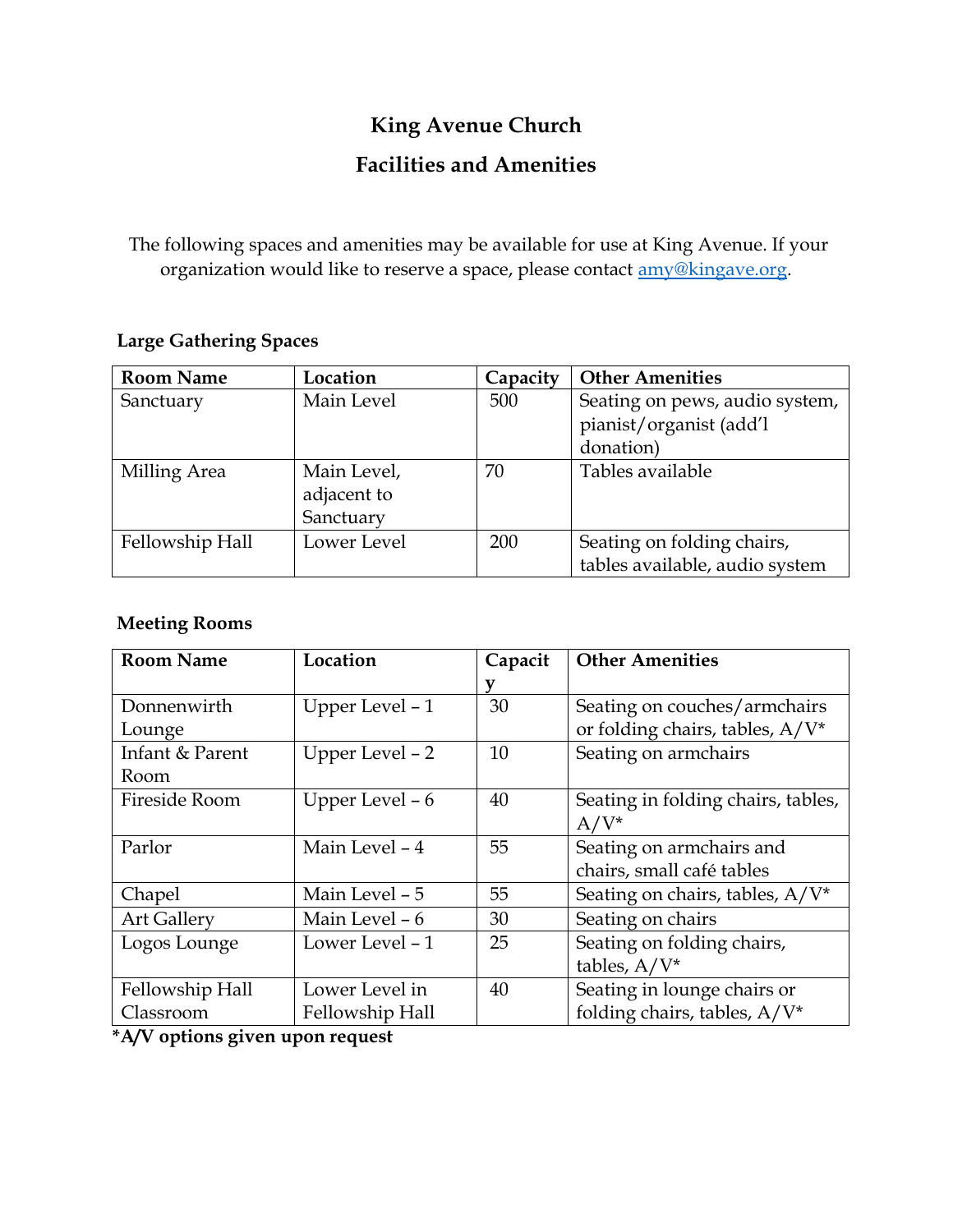# King Avenue Church

## Facilities and Amenities

The following spaces and amenities may be available for use at King Avenue. If your organization would like to reserve a space, please contact amy@kingave.org.

### Large Gathering Spaces

| Room Name | Location | Capacity | Other Amenities |
|---|---|---|---|
| Sanctuary | Main Level | 500 | Seating on pews, audio system, pianist/organist (add'l donation) |
| Milling Area | Main Level, adjacent to Sanctuary | 70 | Tables available |
| Fellowship Hall | Lower Level | 200 | Seating on folding chairs, tables available, audio system |

### Meeting Rooms

| Room Name | Location | Capacity | Other Amenities |
|---|---|---|---|
| Donnenwirth Lounge | Upper Level – 1 | 30 | Seating on couches/armchairs or folding chairs, tables, A/V* |
| Infant & Parent Room | Upper Level – 2 | 10 | Seating on armchairs |
| Fireside Room | Upper Level – 6 | 40 | Seating in folding chairs, tables, A/V* |
| Parlor | Main Level – 4 | 55 | Seating on armchairs and chairs, small café tables |
| Chapel | Main Level – 5 | 55 | Seating on chairs, tables, A/V* |
| Art Gallery | Main Level – 6 | 30 | Seating on chairs |
| Logos Lounge | Lower Level – 1 | 25 | Seating on folding chairs, tables, A/V* |
| Fellowship Hall Classroom | Lower Level in Fellowship Hall | 40 | Seating in lounge chairs or folding chairs, tables, A/V* |

**\*A/V options given upon request**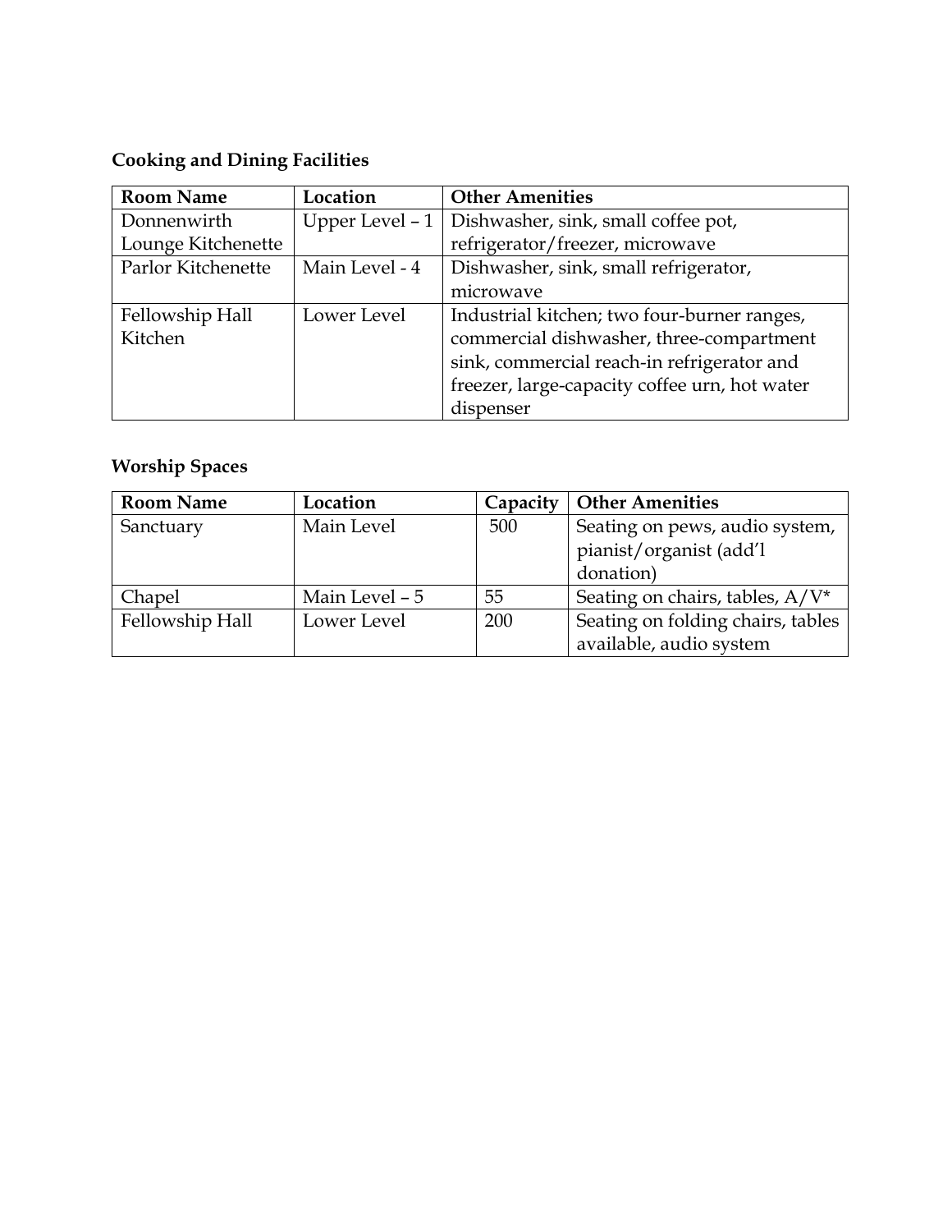**Cooking and Dining Facilities**

| Room Name | Location | Other Amenities |
|---|---|---|
| Donnenwirth Lounge Kitchenette | Upper Level – 1 | Dishwasher, sink, small coffee pot, refrigerator/freezer, microwave |
| Parlor Kitchenette | Main Level - 4 | Dishwasher, sink, small refrigerator, microwave |
| Fellowship Hall Kitchen | Lower Level | Industrial kitchen; two four-burner ranges, commercial dishwasher, three-compartment sink, commercial reach-in refrigerator and freezer, large-capacity coffee urn, hot water dispenser |

**Worship Spaces**

| Room Name | Location | Capacity | Other Amenities |
|---|---|---|---|
| Sanctuary | Main Level | 500 | Seating on pews, audio system, pianist/organist (add'l donation) |
| Chapel | Main Level – 5 | 55 | Seating on chairs, tables, A/V* |
| Fellowship Hall | Lower Level | 200 | Seating on folding chairs, tables available, audio system |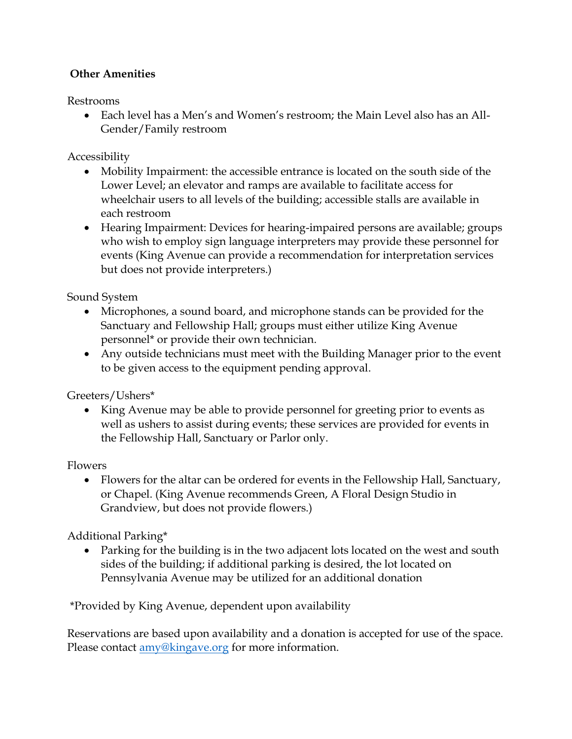## Other Amenities

Restrooms

- Each level has a Men's and Women's restroom; the Main Level also has an All-Gender/Family restroom

Accessibility

- Mobility Impairment: the accessible entrance is located on the south side of the Lower Level; an elevator and ramps are available to facilitate access for wheelchair users to all levels of the building; accessible stalls are available in each restroom
- Hearing Impairment: Devices for hearing-impaired persons are available; groups who wish to employ sign language interpreters may provide these personnel for events (King Avenue can provide a recommendation for interpretation services but does not provide interpreters.)

Sound System

- Microphones, a sound board, and microphone stands can be provided for the Sanctuary and Fellowship Hall; groups must either utilize King Avenue personnel* or provide their own technician.
- Any outside technicians must meet with the Building Manager prior to the event to be given access to the equipment pending approval.

Greeters/Ushers*

- King Avenue may be able to provide personnel for greeting prior to events as well as ushers to assist during events; these services are provided for events in the Fellowship Hall, Sanctuary or Parlor only.

Flowers

- Flowers for the altar can be ordered for events in the Fellowship Hall, Sanctuary, or Chapel. (King Avenue recommends Green, A Floral Design Studio in Grandview, but does not provide flowers.)

Additional Parking*

- Parking for the building is in the two adjacent lots located on the west and south sides of the building; if additional parking is desired, the lot located on Pennsylvania Avenue may be utilized for an additional donation

*Provided by King Avenue, dependent upon availability

Reservations are based upon availability and a donation is accepted for use of the space. Please contact [amy@kingave.org](mailto:amy@kingave.org) for more information.